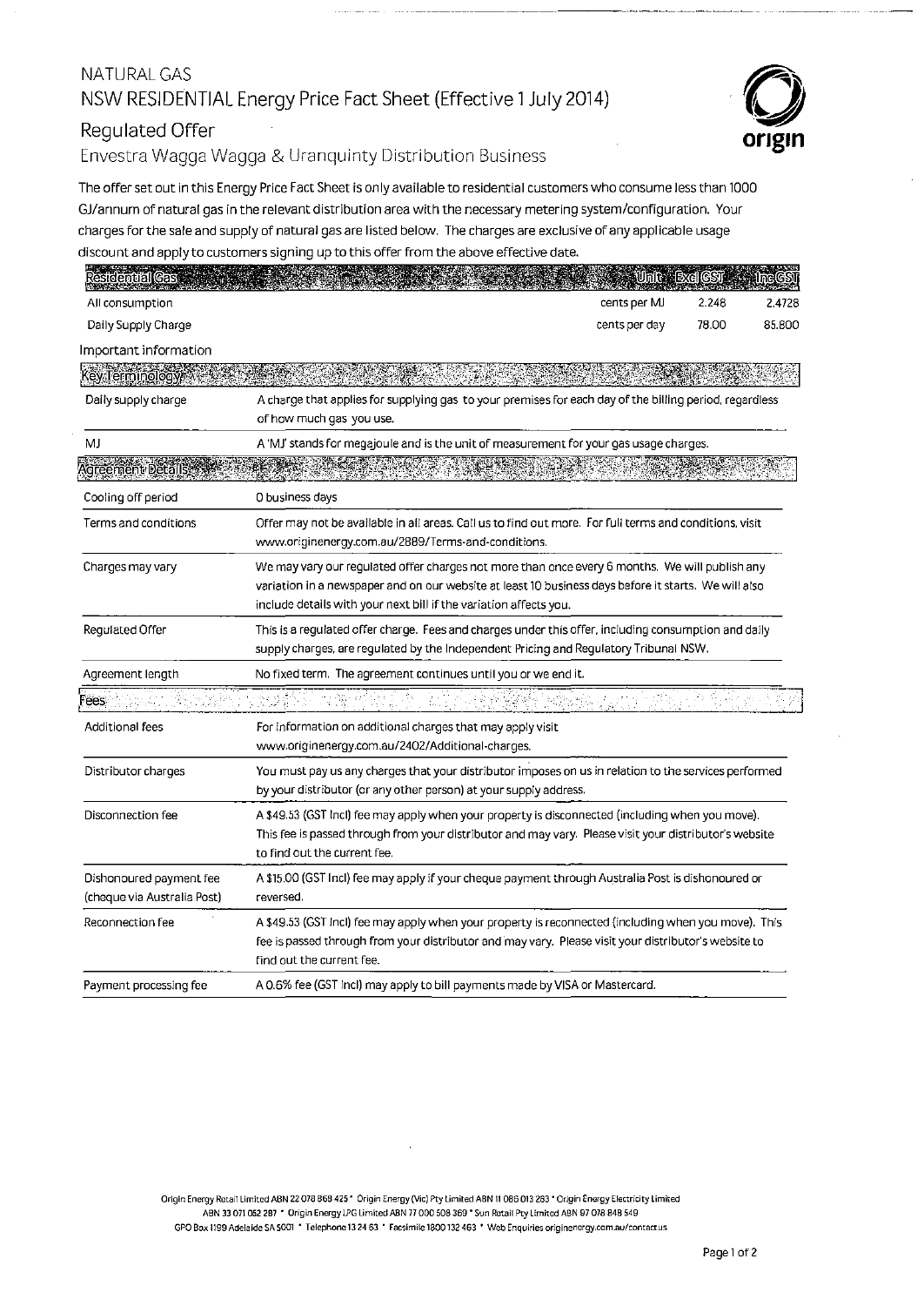# NATURAL GAS

## NSW RESIDENTIAL Energy Price Fact Sheet (Effective 1 July 2014)

### Regulated Offer

Envestra Wagga Wagga & Uranquinty Distribution Business

The offer set out in this Energy Price Fact Sheet is only available to residential customers who consume less than 1000 GJ/annum of natural gas in the relevant distribution area with the necessary metering system/configuration. Your charges for the sale and supply of natural gas are listed below. The charges are exclusive of any applicable usage discount and apply to customers signing up to this offer from the above effective date.

| Residential Gas | Unit | Excl GST | Inc GST |
|---|---|---|---|
| All consumption | cents per MJ | 2.248 | 2.4728 |
| Daily Supply Charge | cents per day | 78.00 | 85.800 |

Important information

| Key Terminology | |
|---|---|
| Daily supply charge | A charge that applies for supplying gas to your premises for each day of the billing period, regardless of how much gas you use. |
| MJ | A 'MJ' stands for megajoule and is the unit of measurement for your gas usage charges. |

| Agreement Details | |
|---|---|
| Cooling off period | 0 business days |
| Terms and conditions | Offer may not be available in all areas. Call us to find out more. For full terms and conditions, visit www.originenergy.com.au/2889/Terms-and-conditions. |
| Charges may vary | We may vary our regulated offer charges not more than once every 6 months. We will publish any variation in a newspaper and on our website at least 10 business days before it starts. We will also include details with your next bill if the variation affects you. |
| Regulated Offer | This is a regulated offer charge. Fees and charges under this offer, including consumption and daily supply charges, are regulated by the Independent Pricing and Regulatory Tribunal NSW. |
| Agreement length | No fixed term. The agreement continues until you or we end it. |

| Fees | |
|---|---|
| Additional fees | For information on additional charges that may apply visit www.originenergy.com.au/2402/Additional-charges. |
| Distributor charges | You must pay us any charges that your distributor imposes on us in relation to the services performed by your distributor (or any other person) at your supply address. |
| Disconnection fee | A $49.53 (GST Incl) fee may apply when your property is disconnected (including when you move). This fee is passed through from your distributor and may vary. Please visit your distributor's website to find out the current fee. |
| Dishonoured payment fee (cheque via Australia Post) | A $15.00 (GST Incl) fee may apply if your cheque payment through Australia Post is dishonoured or reversed. |
| Reconnection fee | A $49.53 (GST Incl) fee may apply when your property is reconnected (including when you move). This fee is passed through from your distributor and may vary. Please visit your distributor's website to find out the current fee. |
| Payment processing fee | A 0.6% fee (GST Incl) may apply to bill payments made by VISA or Mastercard. |

Origin Energy Retail Limited ABN 22 078 868 425 • Origin Energy (Vic) Pty Limited ABN 11 086 013 283 • Origin Energy Electricity Limited ABN 33 071 052 287 • Origin Energy LPG Limited ABN 77 000 508 369 • Sun Retail Pty Limited ABN 97 078 848 549
GPO Box 1199 Adelaide SA 5001 • Telephone 13 24 63 • Facsimile 1800 132 463 • Web Enquiries originenergy.com.au/contactus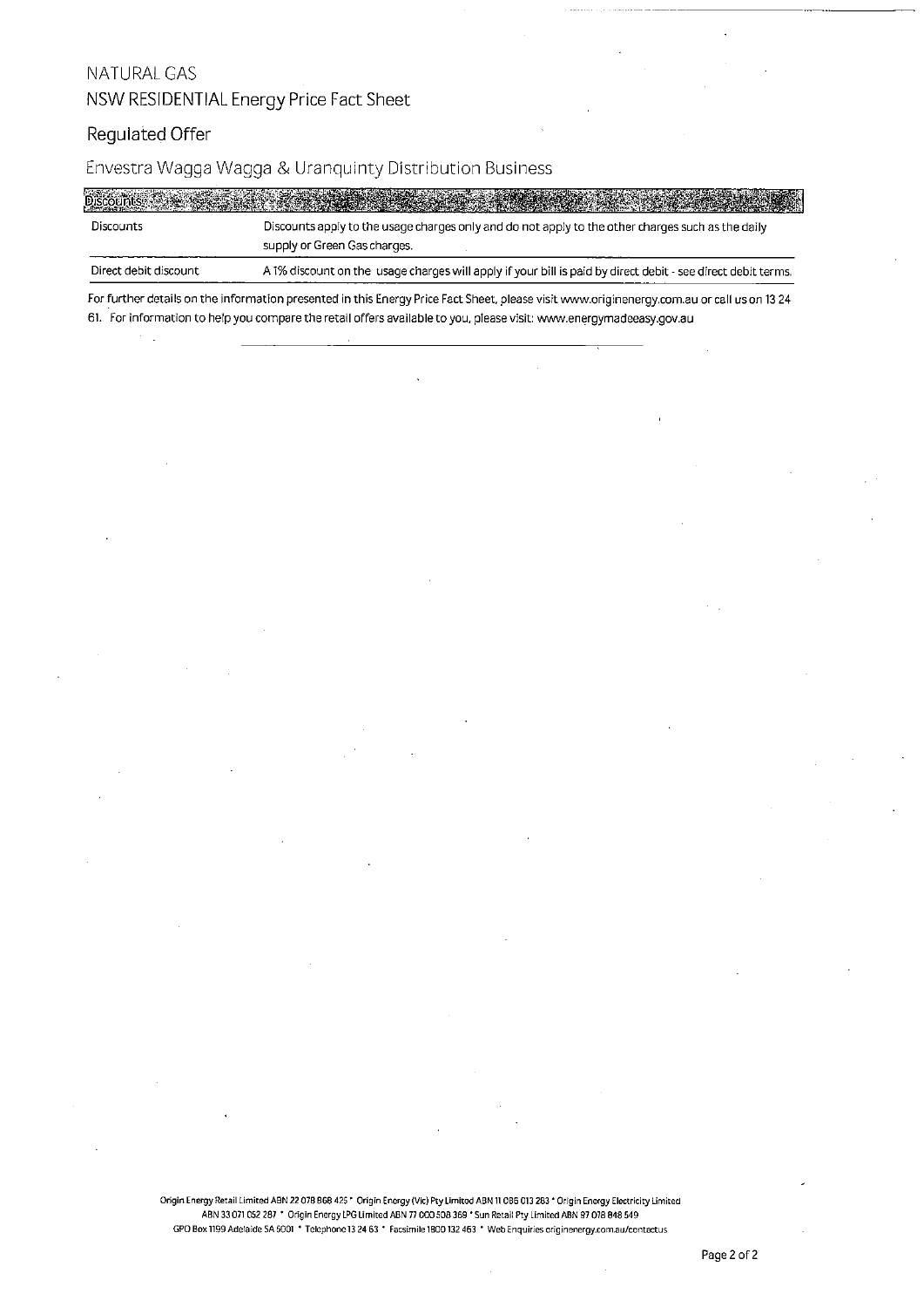NATURAL GAS

NSW RESIDENTIAL Energy Price Fact Sheet

## Regulated Offer

### Envestra Wagga Wagga & Uranquinty Distribution Business

| Discounts | |
|---|---|
| Discounts | Discounts apply to the usage charges only and do not apply to the other charges such as the daily supply or Green Gas charges. |
| Direct debit discount | A 1% discount on the usage charges will apply if your bill is paid by direct debit - see direct debit terms. |

For further details on the information presented in this Energy Price Fact Sheet, please visit www.originenergy.com.au or call us on 13 24 61. For information to help you compare the retail offers available to you, please visit: www.energymadeeasy.gov.au

Origin Energy Retail Limited ABN 22 078 868 425 * Origin Energy (Vic) Pty Limited ABN 11 086 013 283 * Origin Energy Electricity Limited ABN 33 071 052 287 * Origin Energy LPG Limited ABN 77 000 508 369 * Sun Retail Pty Limited ABN 97 078 848 549

GPO Box 1199 Adelaide SA 5001 * Telephone 13 24 63 * Facsimile 1800 132 463 * Web Enquiries originenergy.com.au/contactus